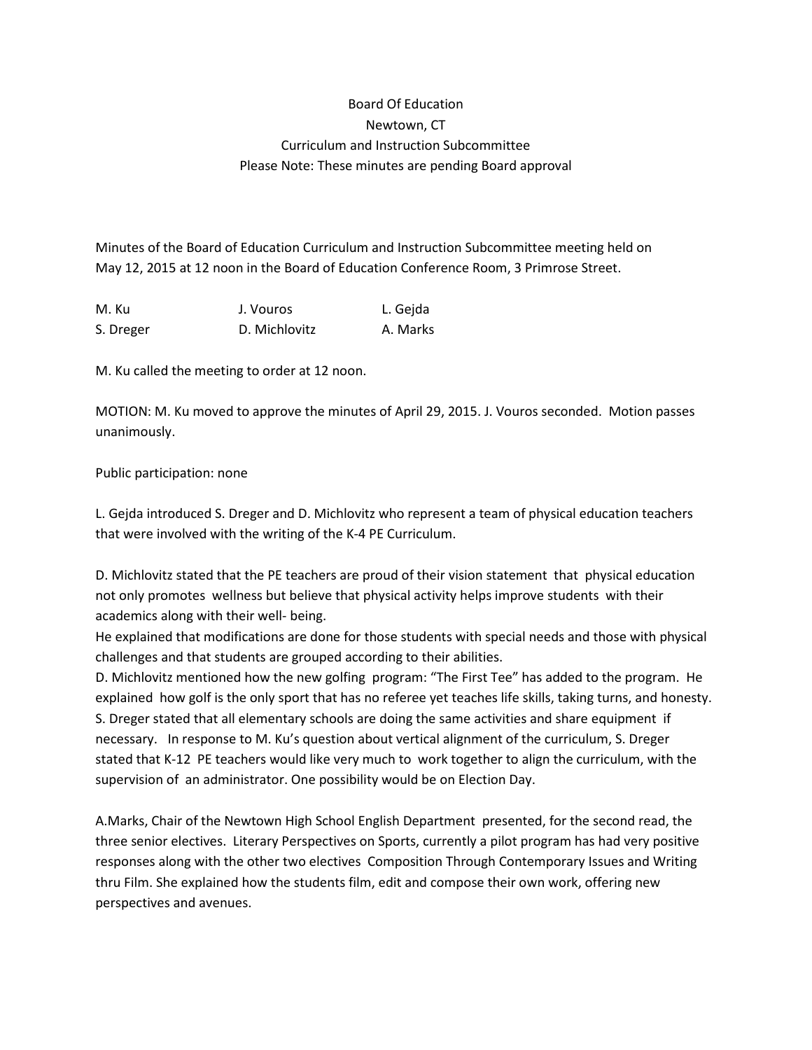Board Of Education
Newtown, CT
Curriculum and Instruction Subcommittee
Please Note: These minutes are pending Board approval

Minutes of the Board of Education Curriculum and Instruction Subcommittee meeting held on May 12, 2015 at 12 noon in the Board of Education Conference Room, 3 Primrose Street.

| | | |
|---|---|---|
| M. Ku | J. Vouros | L. Gejda |
| S. Dreger | D. Michlovitz | A. Marks |

M. Ku called the meeting to order at 12 noon.

MOTION: M. Ku moved to approve the minutes of April 29, 2015. J. Vouros seconded. Motion passes unanimously.

Public participation: none

L. Gejda introduced S. Dreger and D. Michlovitz who represent a team of physical education teachers that were involved with the writing of the K-4 PE Curriculum.

D. Michlovitz stated that the PE teachers are proud of their vision statement that physical education not only promotes wellness but believe that physical activity helps improve students with their academics along with their well- being.
He explained that modifications are done for those students with special needs and those with physical challenges and that students are grouped according to their abilities.
D. Michlovitz mentioned how the new golfing program: "The First Tee" has added to the program. He explained how golf is the only sport that has no referee yet teaches life skills, taking turns, and honesty.
S. Dreger stated that all elementary schools are doing the same activities and share equipment if necessary. In response to M. Ku's question about vertical alignment of the curriculum, S. Dreger stated that K-12 PE teachers would like very much to work together to align the curriculum, with the supervision of an administrator. One possibility would be on Election Day.

A.Marks, Chair of the Newtown High School English Department presented, for the second read, the three senior electives. Literary Perspectives on Sports, currently a pilot program has had very positive responses along with the other two electives Composition Through Contemporary Issues and Writing thru Film. She explained how the students film, edit and compose their own work, offering new perspectives and avenues.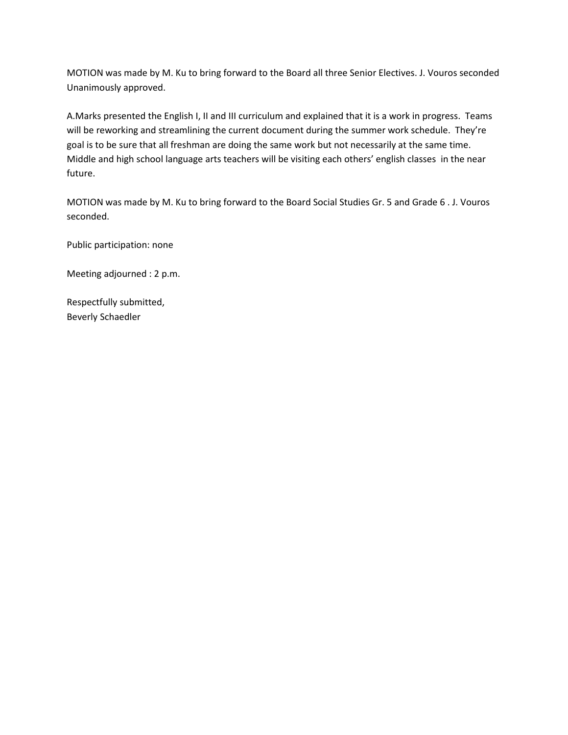MOTION was made by M. Ku to bring forward to the Board all three Senior Electives. J. Vouros seconded Unanimously approved.

A.Marks presented the English I, II and III curriculum and explained that it is a work in progress. Teams will be reworking and streamlining the current document during the summer work schedule. They're goal is to be sure that all freshman are doing the same work but not necessarily at the same time. Middle and high school language arts teachers will be visiting each others' english classes in the near future.

MOTION was made by M. Ku to bring forward to the Board Social Studies Gr. 5 and Grade 6 . J. Vouros seconded.

Public participation: none

Meeting adjourned : 2 p.m.

Respectfully submitted,
Beverly Schaedler